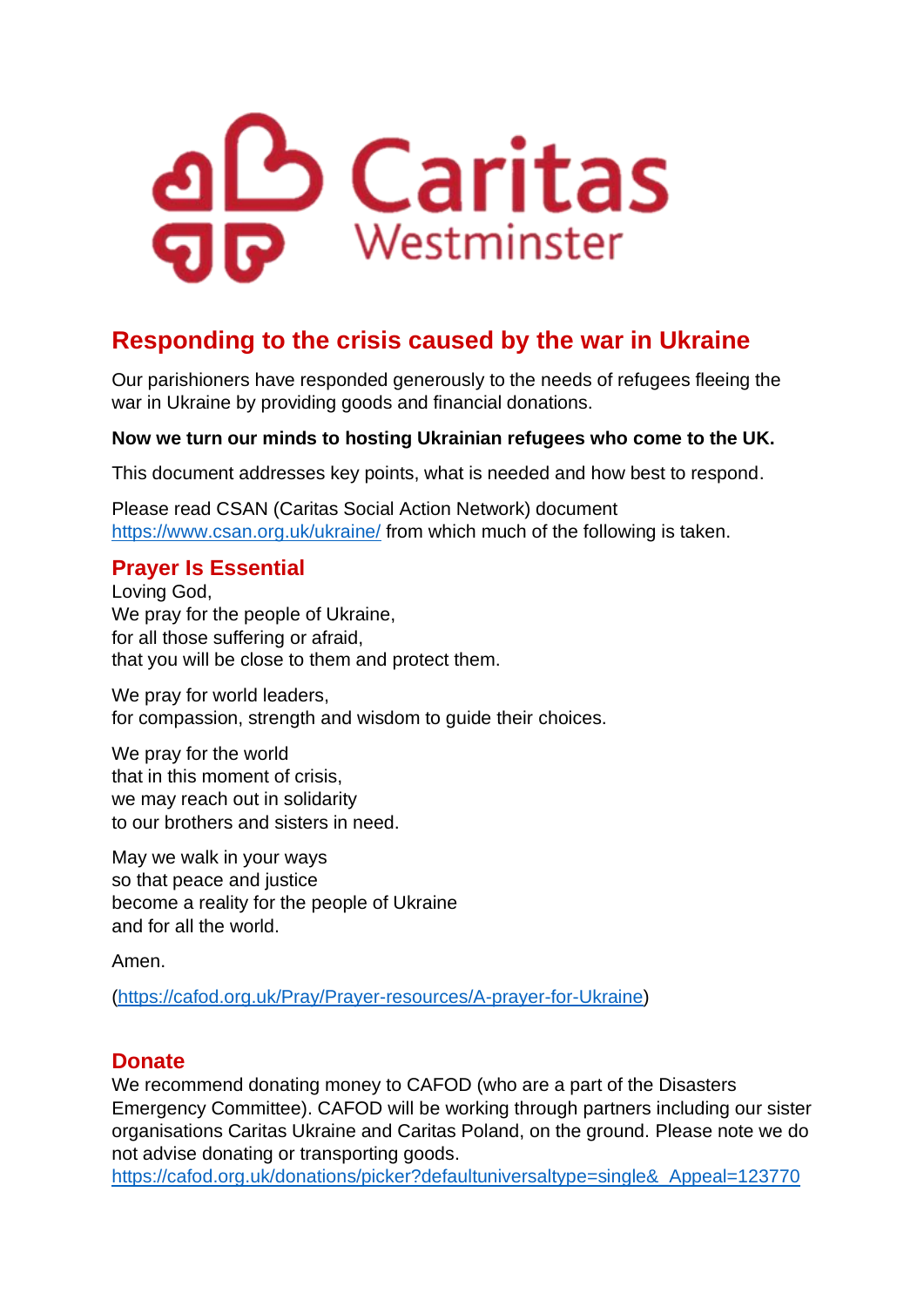Caritas Westminster

# Responding to the crisis caused by the war in Ukraine

Our parishioners have responded generously to the needs of refugees fleeing the war in Ukraine by providing goods and financial donations.

**Now we turn our minds to hosting Ukrainian refugees who come to the UK.**

This document addresses key points, what is needed and how best to respond.

Please read CSAN (Caritas Social Action Network) document https://www.csan.org.uk/ukraine/ from which much of the following is taken.

## Prayer Is Essential

Loving God,
We pray for the people of Ukraine,
for all those suffering or afraid,
that you will be close to them and protect them.

We pray for world leaders,
for compassion, strength and wisdom to guide their choices.

We pray for the world
that in this moment of crisis,
we may reach out in solidarity
to our brothers and sisters in need.

May we walk in your ways
so that peace and justice
become a reality for the people of Ukraine
and for all the world.

Amen.

(https://cafod.org.uk/Pray/Prayer-resources/A-prayer-for-Ukraine)

## Donate

We recommend donating money to CAFOD (who are a part of the Disasters Emergency Committee). CAFOD will be working through partners including our sister organisations Caritas Ukraine and Caritas Poland, on the ground. Please note we do not advise donating or transporting goods.
https://cafod.org.uk/donations/picker?defaultuniversaltype=single&_Appeal=123770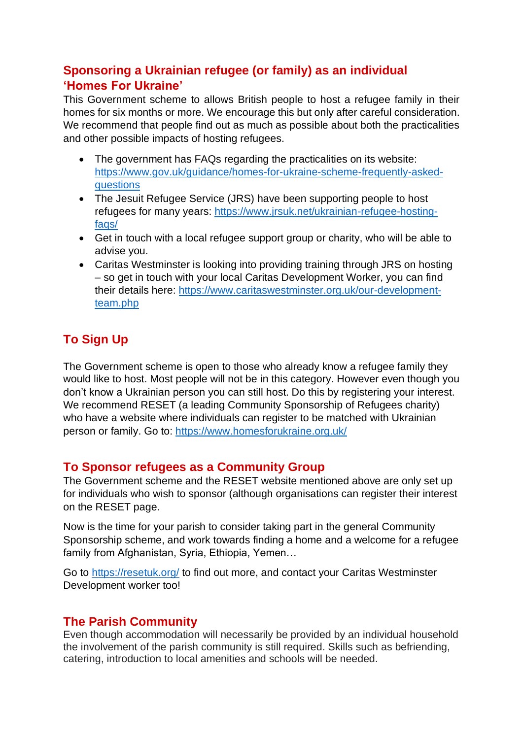## Sponsoring a Ukrainian refugee (or family) as an individual 'Homes For Ukraine'

This Government scheme to allows British people to host a refugee family in their homes for six months or more. We encourage this but only after careful consideration. We recommend that people find out as much as possible about both the practicalities and other possible impacts of hosting refugees.

- The government has FAQs regarding the practicalities on its website: [https://www.gov.uk/guidance/homes-for-ukraine-scheme-frequently-asked-questions](https://www.gov.uk/guidance/homes-for-ukraine-scheme-frequently-asked-questions)
- The Jesuit Refugee Service (JRS) have been supporting people to host refugees for many years: [https://www.jrsuk.net/ukrainian-refugee-hosting-faqs/](https://www.jrsuk.net/ukrainian-refugee-hosting-faqs/)
- Get in touch with a local refugee support group or charity, who will be able to advise you.
- Caritas Westminster is looking into providing training through JRS on hosting – so get in touch with your local Caritas Development Worker, you can find their details here: [https://www.caritaswestminster.org.uk/our-development-team.php](https://www.caritaswestminster.org.uk/our-development-team.php)

## To Sign Up

The Government scheme is open to those who already know a refugee family they would like to host. Most people will not be in this category. However even though you don't know a Ukrainian person you can still host. Do this by registering your interest. We recommend RESET (a leading Community Sponsorship of Refugees charity) who have a website where individuals can register to be matched with Ukrainian person or family. Go to: [https://www.homesforukraine.org.uk/](https://www.homesforukraine.org.uk/)

## To Sponsor refugees as a Community Group

The Government scheme and the RESET website mentioned above are only set up for individuals who wish to sponsor (although organisations can register their interest on the RESET page.

Now is the time for your parish to consider taking part in the general Community Sponsorship scheme, and work towards finding a home and a welcome for a refugee family from Afghanistan, Syria, Ethiopia, Yemen…

Go to [https://resetuk.org/](https://resetuk.org/) to find out more, and contact your Caritas Westminster Development worker too!

## The Parish Community

Even though accommodation will necessarily be provided by an individual household the involvement of the parish community is still required. Skills such as befriending, catering, introduction to local amenities and schools will be needed.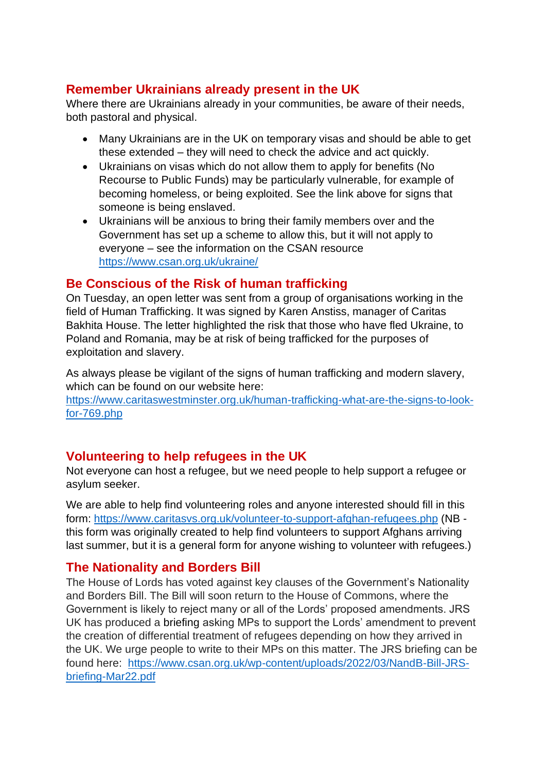## Remember Ukrainians already present in the UK

Where there are Ukrainians already in your communities, be aware of their needs, both pastoral and physical.

- Many Ukrainians are in the UK on temporary visas and should be able to get these extended – they will need to check the advice and act quickly.
- Ukrainians on visas which do not allow them to apply for benefits (No Recourse to Public Funds) may be particularly vulnerable, for example of becoming homeless, or being exploited. See the link above for signs that someone is being enslaved.
- Ukrainians will be anxious to bring their family members over and the Government has set up a scheme to allow this, but it will not apply to everyone – see the information on the CSAN resource https://www.csan.org.uk/ukraine/

## Be Conscious of the Risk of human trafficking

On Tuesday, an open letter was sent from a group of organisations working in the field of Human Trafficking. It was signed by Karen Anstiss, manager of Caritas Bakhita House. The letter highlighted the risk that those who have fled Ukraine, to Poland and Romania, may be at risk of being trafficked for the purposes of exploitation and slavery.

As always please be vigilant of the signs of human trafficking and modern slavery, which can be found on our website here: https://www.caritaswestminster.org.uk/human-trafficking-what-are-the-signs-to-look-for-769.php

## Volunteering to help refugees in the UK

Not everyone can host a refugee, but we need people to help support a refugee or asylum seeker.

We are able to help find volunteering roles and anyone interested should fill in this form: https://www.caritasvs.org.uk/volunteer-to-support-afghan-refugees.php (NB - this form was originally created to help find volunteers to support Afghans arriving last summer, but it is a general form for anyone wishing to volunteer with refugees.)

## The Nationality and Borders Bill

The House of Lords has voted against key clauses of the Government's Nationality and Borders Bill. The Bill will soon return to the House of Commons, where the Government is likely to reject many or all of the Lords' proposed amendments. JRS UK has produced a briefing asking MPs to support the Lords' amendment to prevent the creation of differential treatment of refugees depending on how they arrived in the UK. We urge people to write to their MPs on this matter. The JRS briefing can be found here: https://www.csan.org.uk/wp-content/uploads/2022/03/NandB-Bill-JRS-briefing-Mar22.pdf